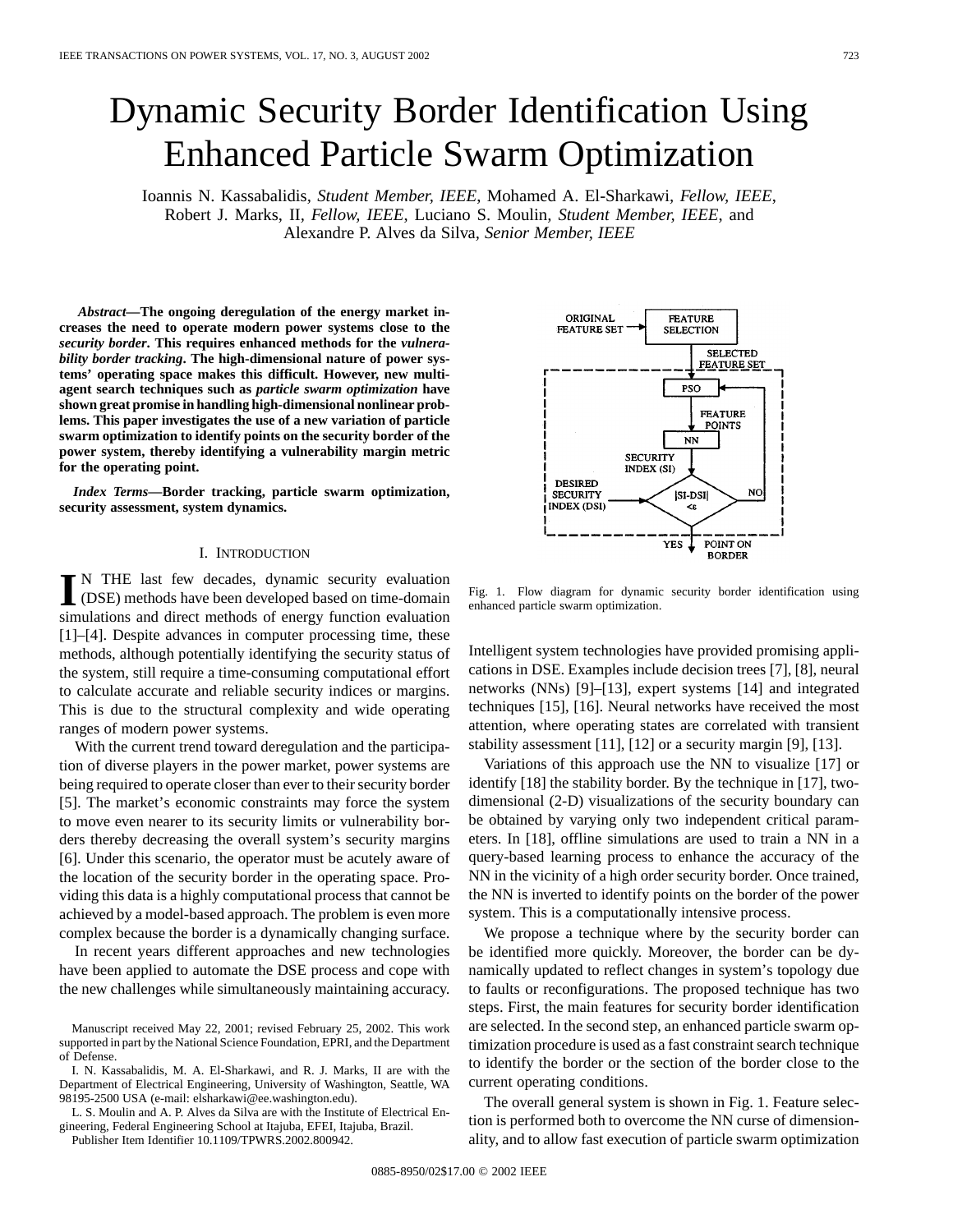# Dynamic Security Border Identification Using Enhanced Particle Swarm Optimization

Ioannis N. Kassabalidis, *Student Member, IEEE*, Mohamed A. El-Sharkawi, *Fellow, IEEE*, Robert J. Marks, II, *Fellow, IEEE*, Luciano S. Moulin, *Student Member, IEEE*, and Alexandre P. Alves da Silva, *Senior Member, IEEE*

***Abstract*—The ongoing deregulation of the energy market increases the need to operate modern power systems close to the *security border*. This requires enhanced methods for the *vulnerability border tracking*. The high-dimensional nature of power systems' operating space makes this difficult. However, new multi-agent search techniques such as *particle swarm optimization* have shown great promise in handling high-dimensional nonlinear problems. This paper investigates the use of a new variation of particle swarm optimization to identify points on the security border of the power system, thereby identifying a vulnerability margin metric for the operating point.**

***Index Terms*—Border tracking, particle swarm optimization, security assessment, system dynamics.**

## I. Introduction

IN THE last few decades, dynamic security evaluation (DSE) methods have been developed based on time-domain simulations and direct methods of energy function evaluation [1]–[4]. Despite advances in computer processing time, these methods, although potentially identifying the security status of the system, still require a time-consuming computational effort to calculate accurate and reliable security indices or margins. This is due to the structural complexity and wide operating ranges of modern power systems.

With the current trend toward deregulation and the participation of diverse players in the power market, power systems are being required to operate closer than ever to their security border [5]. The market's economic constraints may force the system to move even nearer to its security limits or vulnerability borders thereby decreasing the overall system's security margins [6]. Under this scenario, the operator must be acutely aware of the location of the security border in the operating space. Providing this data is a highly computational process that cannot be achieved by a model-based approach. The problem is even more complex because the border is a dynamically changing surface.

In recent years different approaches and new technologies have been applied to automate the DSE process and cope with the new challenges while simultaneously maintaining accuracy.

Manuscript received May 22, 2001; revised February 25, 2002. This work supported in part by the National Science Foundation, EPRI, and the Department of Defense.

I. N. Kassabalidis, M. A. El-Sharkawi, and R. J. Marks, II are with the Department of Electrical Engineering, University of Washington, Seattle, WA 98195-2500 USA (e-mail: elsharkawi@ee.washington.edu).

L. S. Moulin and A. P. Alves da Silva are with the Institute of Electrical Engineering, Federal Engineering School at Itajuba, EFEI, Itajuba, Brazil.

Publisher Item Identifier 10.1109/TPWRS.2002.800942.

ORIGINAL FEATURE SET
FEATURE SELECTION
SELECTED FEATURE SET
PSO
FEATURE POINTS
NN
SECURITY INDEX (SI)
DESIRED SECURITY INDEX (DSI)
|SI-DSI| <ε
NO
YES
POINT ON BORDER

Fig. 1. Flow diagram for dynamic security border identification using enhanced particle swarm optimization.

Intelligent system technologies have provided promising applications in DSE. Examples include decision trees [7], [8], neural networks (NNs) [9]–[13], expert systems [14] and integrated techniques [15], [16]. Neural networks have received the most attention, where operating states are correlated with transient stability assessment [11], [12] or a security margin [9], [13].

Variations of this approach use the NN to visualize [17] or identify [18] the stability border. By the technique in [17], two-dimensional (2-D) visualizations of the security boundary can be obtained by varying only two independent critical parameters. In [18], offline simulations are used to train a NN in a query-based learning process to enhance the accuracy of the NN in the vicinity of a high order security border. Once trained, the NN is inverted to identify points on the border of the power system. This is a computationally intensive process.

We propose a technique where by the security border can be identified more quickly. Moreover, the border can be dynamically updated to reflect changes in system's topology due to faults or reconfigurations. The proposed technique has two steps. First, the main features for security border identification are selected. In the second step, an enhanced particle swarm optimization procedure is used as a fast constraint search technique to identify the border or the section of the border close to the current operating conditions.

The overall general system is shown in Fig. 1. Feature selection is performed both to overcome the NN curse of dimensionality, and to allow fast execution of particle swarm optimization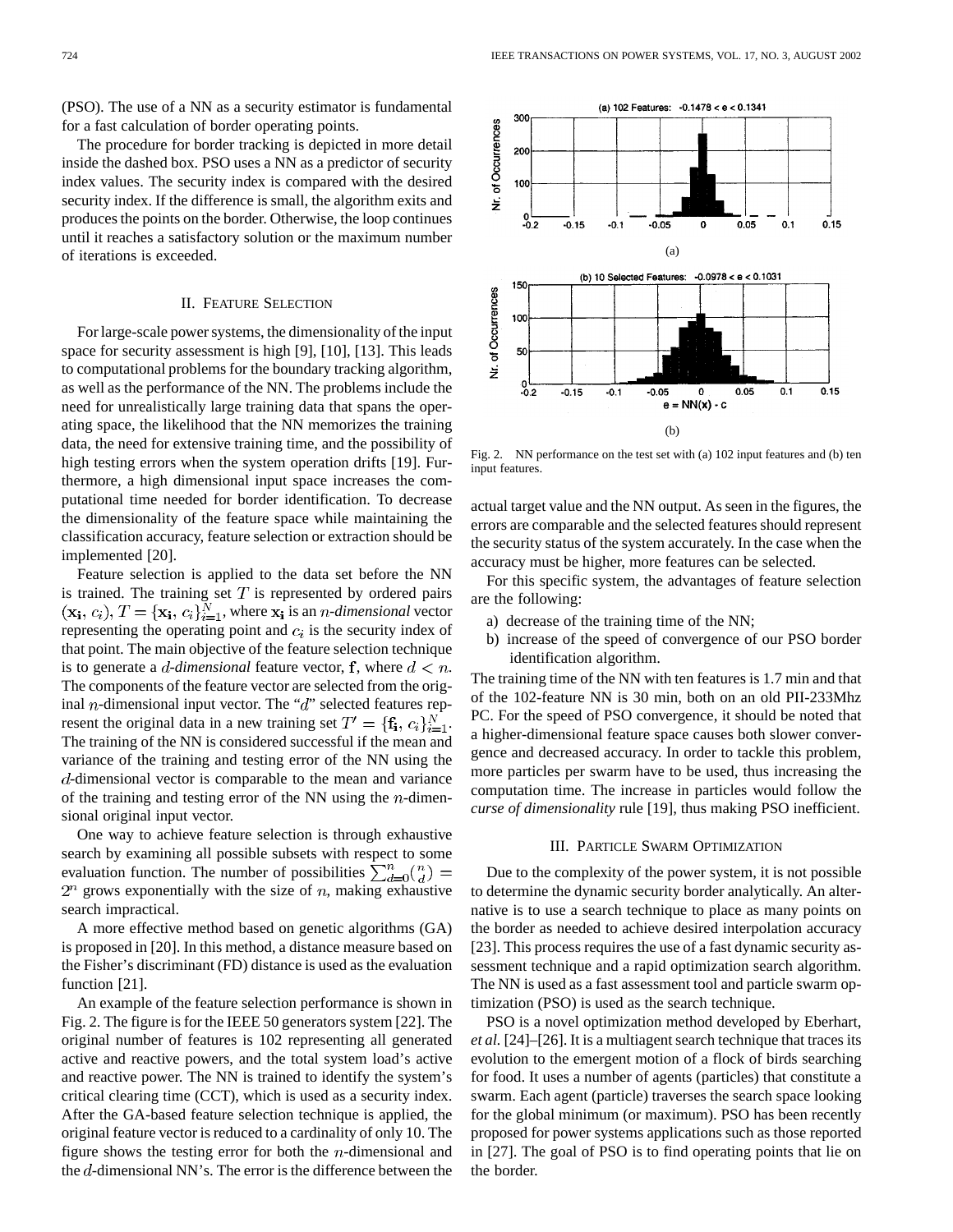(PSO). The use of a NN as a security estimator is fundamental for a fast calculation of border operating points.

The procedure for border tracking is depicted in more detail inside the dashed box. PSO uses a NN as a predictor of security index values. The security index is compared with the desired security index. If the difference is small, the algorithm exits and produces the points on the border. Otherwise, the loop continues until it reaches a satisfactory solution or the maximum number of iterations is exceeded.

## II. Feature Selection

For large-scale power systems, the dimensionality of the input space for security assessment is high [9], [10], [13]. This leads to computational problems for the boundary tracking algorithm, as well as the performance of the NN. The problems include the need for unrealistically large training data that spans the operating space, the likelihood that the NN memorizes the training data, the need for extensive training time, and the possibility of high testing errors when the system operation drifts [19]. Furthermore, a high dimensional input space increases the computational time needed for border identification. To decrease the dimensionality of the feature space while maintaining the classification accuracy, feature selection or extraction should be implemented [20].

Feature selection is applied to the data set before the NN is trained. The training set $T$ is represented by ordered pairs $(\mathbf{x_i}, c_i), T = \{\mathbf{x_i}, c_i\}_{i=1}^{N}$, where $\mathbf{x_i}$ is an $n$-*dimensional* vector representing the operating point and $c_i$ is the security index of that point. The main objective of the feature selection technique is to generate a $d$-*dimensional* feature vector, $\mathbf{f}$, where $d < n$. The components of the feature vector are selected from the original $n$-dimensional input vector. The "$d$" selected features represent the original data in a new training set $T' = \{\mathbf{f_i}, c_i\}_{i=1}^{N}$. The training of the NN is considered successful if the mean and variance of the training and testing error of the NN using the $d$-dimensional vector is comparable to the mean and variance of the training and testing error of the NN using the $n$-dimensional original input vector.

One way to achieve feature selection is through exhaustive search by examining all possible subsets with respect to some evaluation function. The number of possibilities $\sum_{d=0}^{n} \binom{n}{d} = 2^n$ grows exponentially with the size of $n$, making exhaustive search impractical.

A more effective method based on genetic algorithms (GA) is proposed in [20]. In this method, a distance measure based on the Fisher's discriminant (FD) distance is used as the evaluation function [21].

An example of the feature selection performance is shown in Fig. 2. The figure is for the IEEE 50 generators system [22]. The original number of features is 102 representing all generated active and reactive powers, and the total system load's active and reactive power. The NN is trained to identify the system's critical clearing time (CCT), which is used as a security index. After the GA-based feature selection technique is applied, the original feature vector is reduced to a cardinality of only 10. The figure shows the testing error for both the $n$-dimensional and the $d$-dimensional NN's. The error is the difference between the actual target value and the NN output. As seen in the figures, the errors are comparable and the selected features should represent the security status of the system accurately. In the case when the accuracy must be higher, more features can be selected.

Fig. 2. NN performance on the test set with (a) 102 input features and (b) ten input features.

For this specific system, the advantages of feature selection are the following:

a) decrease of the training time of the NN;
b) increase of the speed of convergence of our PSO border identification algorithm.

The training time of the NN with ten features is 1.7 min and that of the 102-feature NN is 30 min, both on an old PII-233Mhz PC. For the speed of PSO convergence, it should be noted that a higher-dimensional feature space causes both slower convergence and decreased accuracy. In order to tackle this problem, more particles per swarm have to be used, thus increasing the computation time. The increase in particles would follow the *curse of dimensionality* rule [19], thus making PSO inefficient.

## III. Particle Swarm Optimization

Due to the complexity of the power system, it is not possible to determine the dynamic security border analytically. An alternative is to use a search technique to place as many points on the border as needed to achieve desired interpolation accuracy [23]. This process requires the use of a fast dynamic security assessment technique and a rapid optimization search algorithm. The NN is used as a fast assessment tool and particle swarm optimization (PSO) is used as the search technique.

PSO is a novel optimization method developed by Eberhart, *et al.* [24]–[26]. It is a multiagent search technique that traces its evolution to the emergent motion of a flock of birds searching for food. It uses a number of agents (particles) that constitute a swarm. Each agent (particle) traverses the search space looking for the global minimum (or maximum). PSO has been recently proposed for power systems applications such as those reported in [27]. The goal of PSO is to find operating points that lie on the border.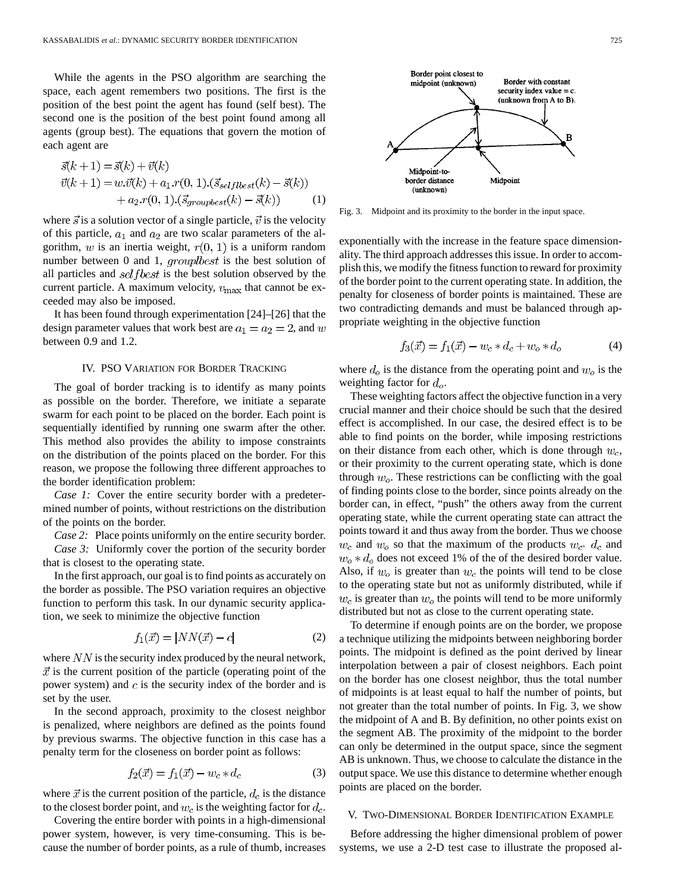While the agents in the PSO algorithm are searching the space, each agent remembers two positions. The first is the position of the best point the agent has found (self best). The second one is the position of the best point found among all agents (group best). The equations that govern the motion of each agent are

$$\vec{s}(k+1) = \vec{s}(k) + \vec{v}(k)$$
$$\vec{v}(k+1) = w.\vec{v}(k) + a_1.r(0,1).(\vec{s}_{selflbest}(k) - \vec{s}(k)) + a_2.r(0,1).(\vec{s}_{groupbest}(k) - \vec{s}(k)) \quad (1)$$

where $\vec{s}$ is a solution vector of a single particle, $\vec{v}$ is the velocity of this particle, $a_1$ and $a_2$ are two scalar parameters of the algorithm, $w$ is an inertia weight, $r(0,1)$ is a uniform random number between 0 and 1, $grouplbest$ is the best solution of all particles and $selfbest$ is the best solution observed by the current particle. A maximum velocity, $v_{\max}$ that cannot be exceeded may also be imposed.

It has been found through experimentation [24]–[26] that the design parameter values that work best are $a_1 = a_2 = 2$, and $w$ between 0.9 and 1.2.

## IV. PSO Variation for Border Tracking

The goal of border tracking is to identify as many points as possible on the border. Therefore, we initiate a separate swarm for each point to be placed on the border. Each point is sequentially identified by running one swarm after the other. This method also provides the ability to impose constraints on the distribution of the points placed on the border. For this reason, we propose the following three different approaches to the border identification problem:

*Case 1:* Cover the entire security border with a predetermined number of points, without restrictions on the distribution of the points on the border.

*Case 2:* Place points uniformly on the entire security border.

*Case 3:* Uniformly cover the portion of the security border that is closest to the operating state.

In the first approach, our goal is to find points as accurately on the border as possible. The PSO variation requires an objective function to perform this task. In our dynamic security application, we seek to minimize the objective function

$$f_1(\vec{x}) = |NN(\vec{x}) - c| \quad (2)$$

where $NN$ is the security index produced by the neural network, $\vec{x}$ is the current position of the particle (operating point of the power system) and $c$ is the security index of the border and is set by the user.

In the second approach, proximity to the closest neighbor is penalized, where neighbors are defined as the points found by previous swarms. The objective function in this case has a penalty term for the closeness on border point as follows:

$$f_2(\vec{x}) = f_1(\vec{x}) - w_c * d_c \quad (3)$$

where $\vec{x}$ is the current position of the particle, $d_c$ is the distance to the closest border point, and $w_c$ is the weighting factor for $d_c$.

Covering the entire border with points in a high-dimensional power system, however, is very time-consuming. This is because the number of border points, as a rule of thumb, increases exponentially with the increase in the feature space dimensionality. The third approach addresses this issue. In order to accomplish this, we modify the fitness function to reward for proximity of the border point to the current operating state. In addition, the penalty for closeness of border points is maintained. These are two contradicting demands and must be balanced through appropriate weighting in the objective function

$$f_3(\vec{x}) = f_1(\vec{x}) - w_c * d_c + w_o * d_o \quad (4)$$

where $d_o$ is the distance from the operating point and $w_o$ is the weighting factor for $d_o$.

These weighting factors affect the objective function in a very crucial manner and their choice should be such that the desired effect is accomplished. In our case, the desired effect is to be able to find points on the border, while imposing restrictions on their distance from each other, which is done through $w_c$, or their proximity to the current operating state, which is done through $w_o$. These restrictions can be conflicting with the goal of finding points close to the border, since points already on the border can, in effect, "push" the others away from the current operating state, while the current operating state can attract the points toward it and thus away from the border. Thus we choose $w_c$ and $w_o$ so that the maximum of the products $w_{c*}\ d_c$ and $w_o * d_o$ does not exceed 1% of the of the desired border value. Also, if $w_o$ is greater than $w_c$ the points will tend to be close to the operating state but not as uniformly distributed, while if $w_c$ is greater than $w_o$ the points will tend to be more uniformly distributed but not as close to the current operating state.

To determine if enough points are on the border, we propose a technique utilizing the midpoints between neighboring border points. The midpoint is defined as the point derived by linear interpolation between a pair of closest neighbors. Each point on the border has one closest neighbor, thus the total number of midpoints is at least equal to half the number of points, but not greater than the total number of points. In Fig. 3, we show the midpoint of A and B. By definition, no other points exist on the segment AB. The proximity of the midpoint to the border can only be determined in the output space, since the segment AB is unknown. Thus, we choose to calculate the distance in the output space. We use this distance to determine whether enough points are placed on the border.

Fig. 3. Midpoint and its proximity to the border in the input space.

## V. Two-Dimensional Border Identification Example

Before addressing the higher dimensional problem of power systems, we use a 2-D test case to illustrate the proposed al-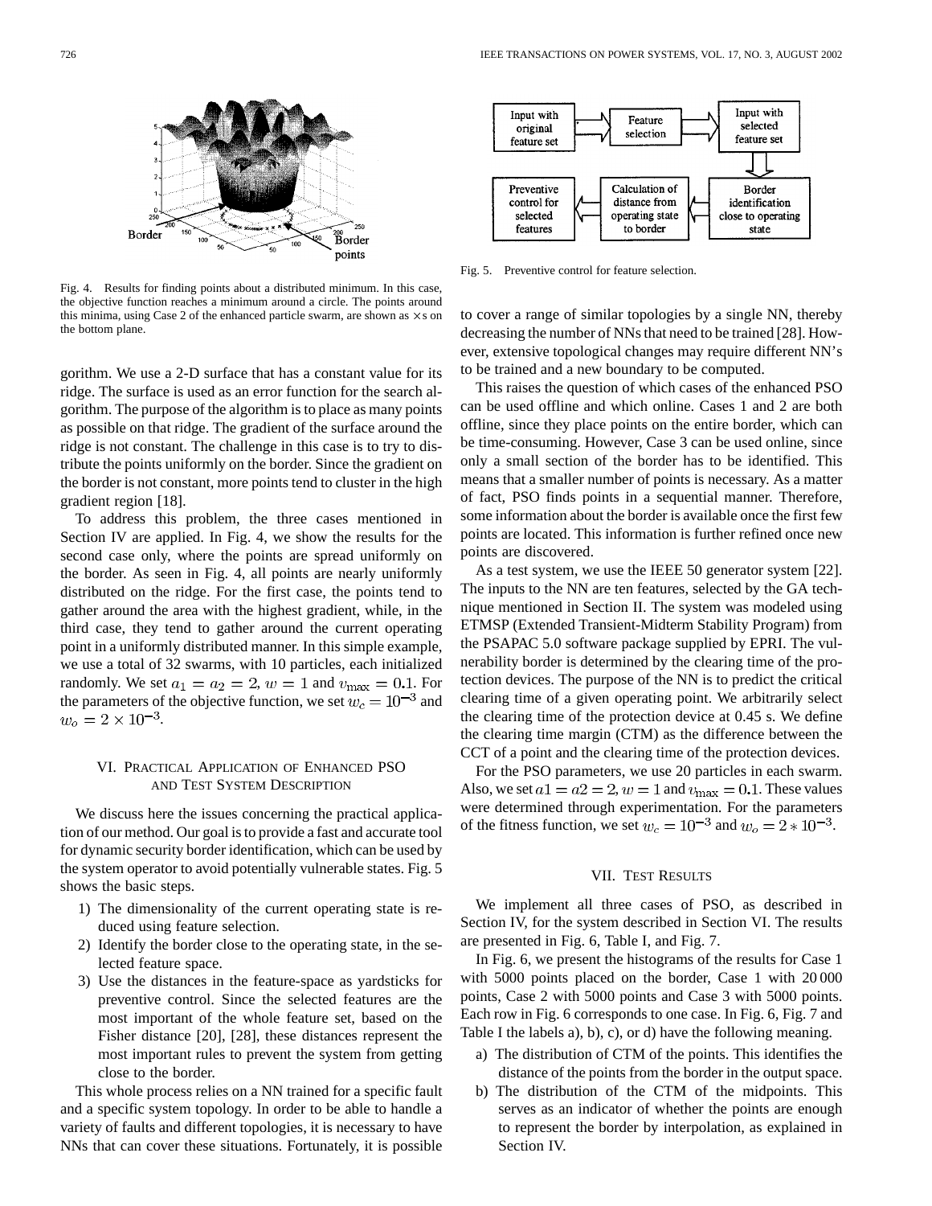Fig. 4. Results for finding points about a distributed minimum. In this case, the objective function reaches a minimum around a circle. The points around this minima, using Case 2 of the enhanced particle swarm, are shown as ×s on the bottom plane.

gorithm. We use a 2-D surface that has a constant value for its ridge. The surface is used as an error function for the search algorithm. The purpose of the algorithm is to place as many points as possible on that ridge. The gradient of the surface around the ridge is not constant. The challenge in this case is to try to distribute the points uniformly on the border. Since the gradient on the border is not constant, more points tend to cluster in the high gradient region [18].

To address this problem, the three cases mentioned in Section IV are applied. In Fig. 4, we show the results for the second case only, where the points are spread uniformly on the border. As seen in Fig. 4, all points are nearly uniformly distributed on the ridge. For the first case, the points tend to gather around the area with the highest gradient, while, in the third case, they tend to gather around the current operating point in a uniformly distributed manner. In this simple example, we use a total of 32 swarms, with 10 particles, each initialized randomly. We set $a_1 = a_2 = 2$, $w = 1$ and $v_{\max} = 0.1$. For the parameters of the objective function, we set $w_c = 10^{-3}$ and $w_o = 2 \times 10^{-3}$.

## VI. Practical Application of Enhanced PSO and Test System Description

We discuss here the issues concerning the practical application of our method. Our goal is to provide a fast and accurate tool for dynamic security border identification, which can be used by the system operator to avoid potentially vulnerable states. Fig. 5 shows the basic steps.

1) The dimensionality of the current operating state is reduced using feature selection.
2) Identify the border close to the operating state, in the selected feature space.
3) Use the distances in the feature-space as yardsticks for preventive control. Since the selected features are the most important of the whole feature set, based on the Fisher distance [20], [28], these distances represent the most important rules to prevent the system from getting close to the border.

This whole process relies on a NN trained for a specific fault and a specific system topology. In order to be able to handle a variety of faults and different topologies, it is necessary to have NNs that can cover these situations. Fortunately, it is possible

Fig. 5. Preventive control for feature selection.

to cover a range of similar topologies by a single NN, thereby decreasing the number of NNs that need to be trained [28]. However, extensive topological changes may require different NN's to be trained and a new boundary to be computed.

This raises the question of which cases of the enhanced PSO can be used offline and which online. Cases 1 and 2 are both offline, since they place points on the entire border, which can be time-consuming. However, Case 3 can be used online, since only a small section of the border has to be identified. This means that a smaller number of points is necessary. As a matter of fact, PSO finds points in a sequential manner. Therefore, some information about the border is available once the first few points are located. This information is further refined once new points are discovered.

As a test system, we use the IEEE 50 generator system [22]. The inputs to the NN are ten features, selected by the GA technique mentioned in Section II. The system was modeled using ETMSP (Extended Transient-Midterm Stability Program) from the PSAPAC 5.0 software package supplied by EPRI. The vulnerability border is determined by the clearing time of the protection devices. The purpose of the NN is to predict the critical clearing time of a given operating point. We arbitrarily select the clearing time of the protection device at 0.45 s. We define the clearing time margin (CTM) as the difference between the CCT of a point and the clearing time of the protection devices.

For the PSO parameters, we use 20 particles in each swarm. Also, we set $a1 = a2 = 2$, $w = 1$ and $v_{\max} = 0.1$. These values were determined through experimentation. For the parameters of the fitness function, we set $w_c = 10^{-3}$ and $w_o = 2 * 10^{-3}$.

## VII. Test Results

We implement all three cases of PSO, as described in Section IV, for the system described in Section VI. The results are presented in Fig. 6, Table I, and Fig. 7.

In Fig. 6, we present the histograms of the results for Case 1 with 5000 points placed on the border, Case 1 with 20 000 points, Case 2 with 5000 points and Case 3 with 5000 points. Each row in Fig. 6 corresponds to one case. In Fig. 6, Fig. 7 and Table I the labels a), b), c), or d) have the following meaning.

a) The distribution of CTM of the points. This identifies the distance of the points from the border in the output space.
b) The distribution of the CTM of the midpoints. This serves as an indicator of whether the points are enough to represent the border by interpolation, as explained in Section IV.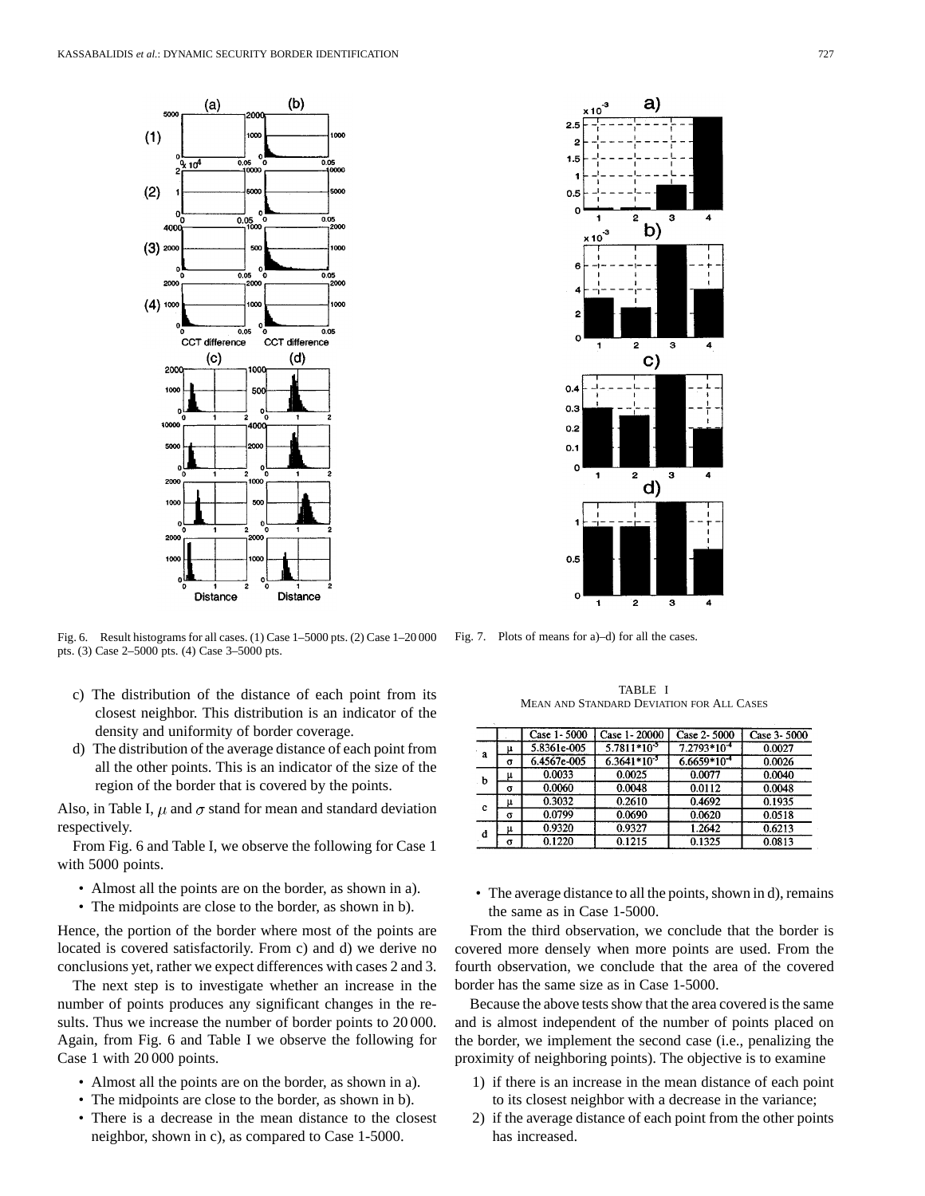Fig. 6. Result histograms for all cases. (1) Case 1–5000 pts. (2) Case 1–20 000 pts. (3) Case 2–5000 pts. (4) Case 3–5000 pts.

Fig. 7. Plots of means for a)–d) for all the cases.

c) The distribution of the distance of each point from its closest neighbor. This distribution is an indicator of the density and uniformity of border coverage.

d) The distribution of the average distance of each point from all the other points. This is an indicator of the size of the region of the border that is covered by the points.

Also, in Table I, $\mu$ and $\sigma$ stand for mean and standard deviation respectively.

From Fig. 6 and Table I, we observe the following for Case 1 with 5000 points.

- Almost all the points are on the border, as shown in a).
- The midpoints are close to the border, as shown in b).

Hence, the portion of the border where most of the points are located is covered satisfactorily. From c) and d) we derive no conclusions yet, rather we expect differences with cases 2 and 3.

The next step is to investigate whether an increase in the number of points produces any significant changes in the results. Thus we increase the number of border points to 20 000. Again, from Fig. 6 and Table I we observe the following for Case 1 with 20 000 points.

- Almost all the points are on the border, as shown in a).
- The midpoints are close to the border, as shown in b).
- There is a decrease in the mean distance to the closest neighbor, shown in c), as compared to Case 1-5000.

TABLE I
MEAN AND STANDARD DEVIATION FOR ALL CASES

| | | Case 1- 5000 | Case 1- 20000 | Case 2- 5000 | Case 3- 5000 |
|---|---|---|---|---|---|
| a | $\mu$ | 5.8361e-005 | $5.7811*10^{-5}$ | $7.2793*10^{-4}$ | 0.0027 |
| | $\sigma$ | 6.4567e-005 | $6.3641*10^{-5}$ | $6.6659*10^{-4}$ | 0.0026 |
| b | $\mu$ | 0.0033 | 0.0025 | 0.0077 | 0.0040 |
| | $\sigma$ | 0.0060 | 0.0048 | 0.0112 | 0.0048 |
| c | $\mu$ | 0.3032 | 0.2610 | 0.4692 | 0.1935 |
| | $\sigma$ | 0.0799 | 0.0690 | 0.0620 | 0.0518 |
| d | $\mu$ | 0.9320 | 0.9327 | 1.2642 | 0.6213 |
| | $\sigma$ | 0.1220 | 0.1215 | 0.1325 | 0.0813 |

- The average distance to all the points, shown in d), remains the same as in Case 1-5000.

From the third observation, we conclude that the border is covered more densely when more points are used. From the fourth observation, we conclude that the area of the covered border has the same size as in Case 1-5000.

Because the above tests show that the area covered is the same and is almost independent of the number of points placed on the border, we implement the second case (i.e., penalizing the proximity of neighboring points). The objective is to examine

1) if there is an increase in the mean distance of each point to its closest neighbor with a decrease in the variance;
2) if the average distance of each point from the other points has increased.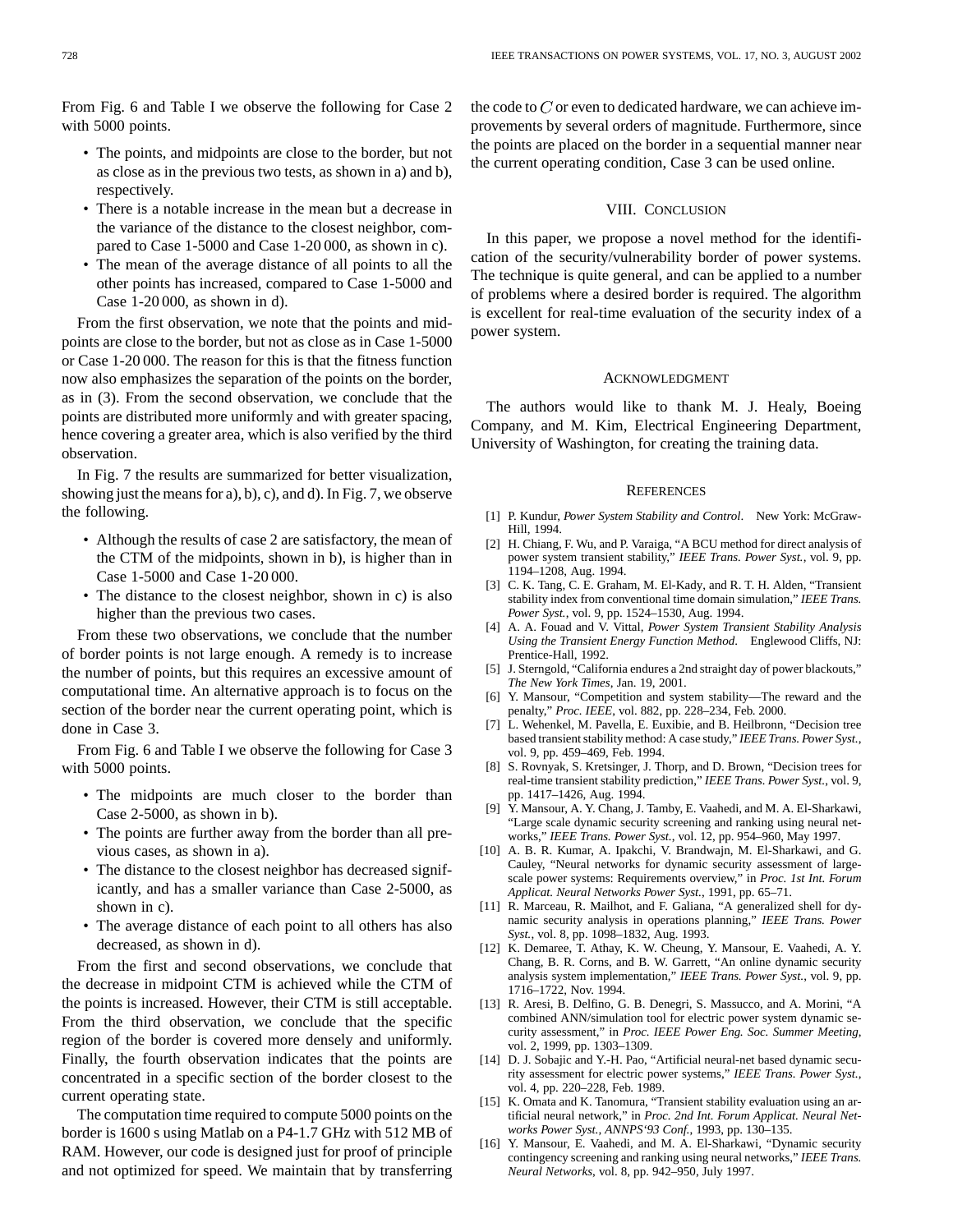From Fig. 6 and Table I we observe the following for Case 2 with 5000 points.

- The points, and midpoints are close to the border, but not as close as in the previous two tests, as shown in a) and b), respectively.
- There is a notable increase in the mean but a decrease in the variance of the distance to the closest neighbor, compared to Case 1-5000 and Case 1-20 000, as shown in c).
- The mean of the average distance of all points to all the other points has increased, compared to Case 1-5000 and Case 1-20 000, as shown in d).

From the first observation, we note that the points and midpoints are close to the border, but not as close as in Case 1-5000 or Case 1-20 000. The reason for this is that the fitness function now also emphasizes the separation of the points on the border, as in (3). From the second observation, we conclude that the points are distributed more uniformly and with greater spacing, hence covering a greater area, which is also verified by the third observation.

In Fig. 7 the results are summarized for better visualization, showing just the means for a), b), c), and d). In Fig. 7, we observe the following.

- Although the results of case 2 are satisfactory, the mean of the CTM of the midpoints, shown in b), is higher than in Case 1-5000 and Case 1-20 000.
- The distance to the closest neighbor, shown in c) is also higher than the previous two cases.

From these two observations, we conclude that the number of border points is not large enough. A remedy is to increase the number of points, but this requires an excessive amount of computational time. An alternative approach is to focus on the section of the border near the current operating point, which is done in Case 3.

From Fig. 6 and Table I we observe the following for Case 3 with 5000 points.

- The midpoints are much closer to the border than Case 2-5000, as shown in b).
- The points are further away from the border than all previous cases, as shown in a).
- The distance to the closest neighbor has decreased significantly, and has a smaller variance than Case 2-5000, as shown in c).
- The average distance of each point to all others has also decreased, as shown in d).

From the first and second observations, we conclude that the decrease in midpoint CTM is achieved while the CTM of the points is increased. However, their CTM is still acceptable. From the third observation, we conclude that the specific region of the border is covered more densely and uniformly. Finally, the fourth observation indicates that the points are concentrated in a specific section of the border closest to the current operating state.

The computation time required to compute 5000 points on the border is 1600 s using Matlab on a P4-1.7 GHz with 512 MB of RAM. However, our code is designed just for proof of principle and not optimized for speed. We maintain that by transferring the code to $C$ or even to dedicated hardware, we can achieve improvements by several orders of magnitude. Furthermore, since the points are placed on the border in a sequential manner near the current operating condition, Case 3 can be used online.

## VIII. Conclusion

In this paper, we propose a novel method for the identification of the security/vulnerability border of power systems. The technique is quite general, and can be applied to a number of problems where a desired border is required. The algorithm is excellent for real-time evaluation of the security index of a power system.

## Acknowledgment

The authors would like to thank M. J. Healy, Boeing Company, and M. Kim, Electrical Engineering Department, University of Washington, for creating the training data.

## References

[1] P. Kundur, *Power System Stability and Control*. New York: McGraw-Hill, 1994.

[2] H. Chiang, F. Wu, and P. Varaiga, "A BCU method for direct analysis of power system transient stability," *IEEE Trans. Power Syst.*, vol. 9, pp. 1194–1208, Aug. 1994.

[3] C. K. Tang, C. E. Graham, M. El-Kady, and R. T. H. Alden, "Transient stability index from conventional time domain simulation," *IEEE Trans. Power Syst.*, vol. 9, pp. 1524–1530, Aug. 1994.

[4] A. A. Fouad and V. Vittal, *Power System Transient Stability Analysis Using the Transient Energy Function Method*. Englewood Cliffs, NJ: Prentice-Hall, 1992.

[5] J. Sterngold, "California endures a 2nd straight day of power blackouts," *The New York Times*, Jan. 19, 2001.

[6] Y. Mansour, "Competition and system stability—The reward and the penalty," *Proc. IEEE*, vol. 882, pp. 228–234, Feb. 2000.

[7] L. Wehenkel, M. Pavella, E. Euxibie, and B. Heilbronn, "Decision tree based transient stability method: A case study," *IEEE Trans. Power Syst.*, vol. 9, pp. 459–469, Feb. 1994.

[8] S. Rovnyak, S. Kretsinger, J. Thorp, and D. Brown, "Decision trees for real-time transient stability prediction," *IEEE Trans. Power Syst.*, vol. 9, pp. 1417–1426, Aug. 1994.

[9] Y. Mansour, A. Y. Chang, J. Tamby, E. Vaahedi, and M. A. El-Sharkawi, "Large scale dynamic security screening and ranking using neural networks," *IEEE Trans. Power Syst.*, vol. 12, pp. 954–960, May 1997.

[10] A. B. R. Kumar, A. Ipakchi, V. Brandwajn, M. El-Sharkawi, and G. Cauley, "Neural networks for dynamic security assessment of large-scale power systems: Requirements overview," in *Proc. 1st Int. Forum Applicat. Neural Networks Power Syst.*, 1991, pp. 65–71.

[11] R. Marceau, R. Mailhot, and F. Galiana, "A generalized shell for dynamic security analysis in operations planning," *IEEE Trans. Power Syst.*, vol. 8, pp. 1098–1832, Aug. 1993.

[12] K. Demaree, T. Athay, K. W. Cheung, Y. Mansour, E. Vaahedi, A. Y. Chang, B. R. Corns, and B. W. Garrett, "An online dynamic security analysis system implementation," *IEEE Trans. Power Syst.*, vol. 9, pp. 1716–1722, Nov. 1994.

[13] R. Aresi, B. Delfino, G. B. Denegri, S. Massucco, and A. Morini, "A combined ANN/simulation tool for electric power system dynamic security assessment," in *Proc. IEEE Power Eng. Soc. Summer Meeting*, vol. 2, 1999, pp. 1303–1309.

[14] D. J. Sobajic and Y.-H. Pao, "Artificial neural-net based dynamic security assessment for electric power systems," *IEEE Trans. Power Syst.*, vol. 4, pp. 220–228, Feb. 1989.

[15] K. Omata and K. Tanomura, "Transient stability evaluation using an artificial neural network," in *Proc. 2nd Int. Forum Applicat. Neural Networks Power Syst., ANNPS'93 Conf.*, 1993, pp. 130–135.

[16] Y. Mansour, E. Vaahedi, and M. A. El-Sharkawi, "Dynamic security contingency screening and ranking using neural networks," *IEEE Trans. Neural Networks*, vol. 8, pp. 942–950, July 1997.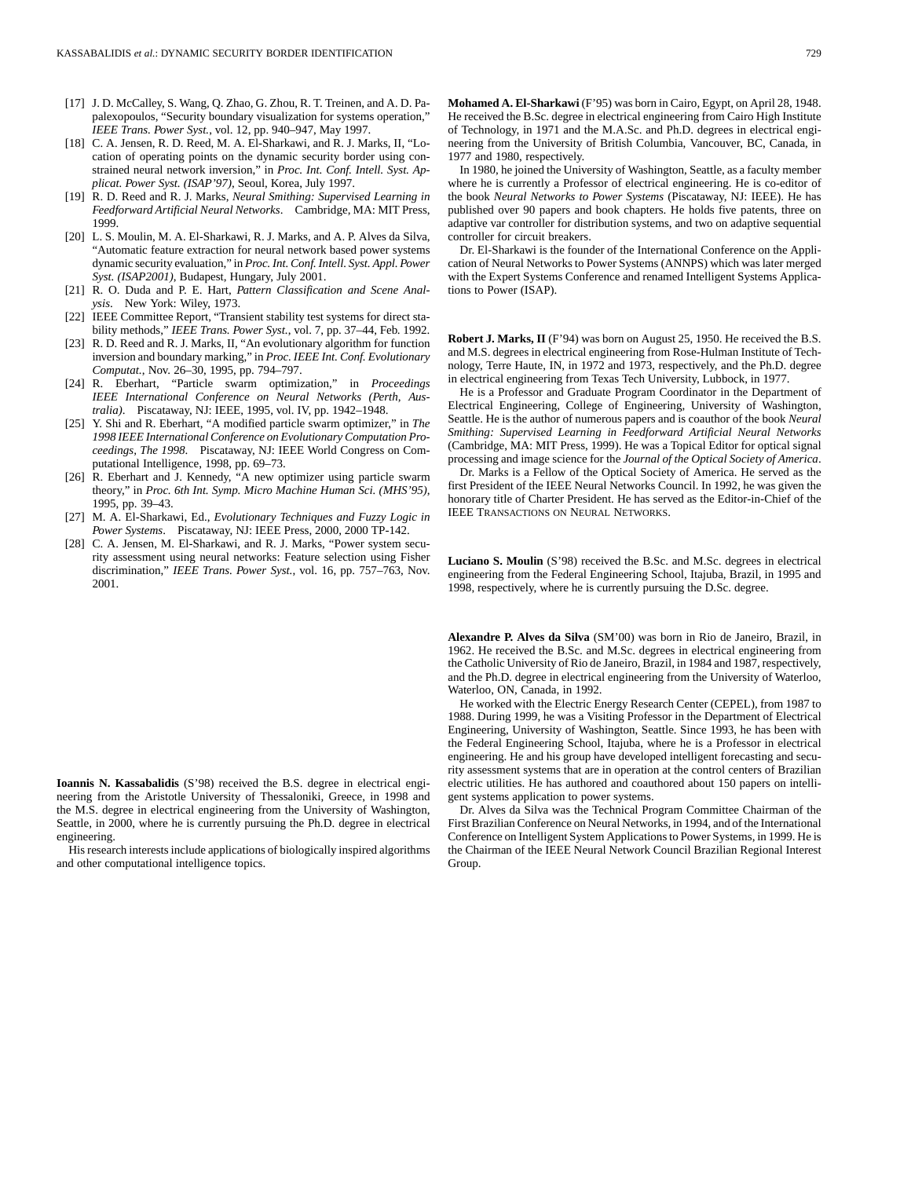[17] J. D. McCalley, S. Wang, Q. Zhao, G. Zhou, R. T. Treinen, and A. D. Papalexopoulos, "Security boundary visualization for systems operation," *IEEE Trans. Power Syst.*, vol. 12, pp. 940–947, May 1997.

[18] C. A. Jensen, R. D. Reed, M. A. El-Sharkawi, and R. J. Marks, II, "Location of operating points on the dynamic security border using constrained neural network inversion," in *Proc. Int. Conf. Intell. Syst. Applicat. Power Syst. (ISAP'97)*, Seoul, Korea, July 1997.

[19] R. D. Reed and R. J. Marks, *Neural Smithing: Supervised Learning in Feedforward Artificial Neural Networks*. Cambridge, MA: MIT Press, 1999.

[20] L. S. Moulin, M. A. El-Sharkawi, R. J. Marks, and A. P. Alves da Silva, "Automatic feature extraction for neural network based power systems dynamic security evaluation," in *Proc. Int. Conf. Intell. Syst. Appl. Power Syst. (ISAP2001)*, Budapest, Hungary, July 2001.

[21] R. O. Duda and P. E. Hart, *Pattern Classification and Scene Analysis*. New York: Wiley, 1973.

[22] IEEE Committee Report, "Transient stability test systems for direct stability methods," *IEEE Trans. Power Syst.*, vol. 7, pp. 37–44, Feb. 1992.

[23] R. D. Reed and R. J. Marks, II, "An evolutionary algorithm for function inversion and boundary marking," in *Proc. IEEE Int. Conf. Evolutionary Computat.*, Nov. 26–30, 1995, pp. 794–797.

[24] R. Eberhart, "Particle swarm optimization," in *Proceedings IEEE International Conference on Neural Networks (Perth, Australia)*. Piscataway, NJ: IEEE, 1995, vol. IV, pp. 1942–1948.

[25] Y. Shi and R. Eberhart, "A modified particle swarm optimizer," in *The 1998 IEEE International Conference on Evolutionary Computation Proceedings, The 1998*. Piscataway, NJ: IEEE World Congress on Computational Intelligence, 1998, pp. 69–73.

[26] R. Eberhart and J. Kennedy, "A new optimizer using particle swarm theory," in *Proc. 6th Int. Symp. Micro Machine Human Sci. (MHS'95)*, 1995, pp. 39–43.

[27] M. A. El-Sharkawi, Ed., *Evolutionary Techniques and Fuzzy Logic in Power Systems*. Piscataway, NJ: IEEE Press, 2000, 2000 TP-142.

[28] C. A. Jensen, M. El-Sharkawi, and R. J. Marks, "Power system security assessment using neural networks: Feature selection using Fisher discrimination," *IEEE Trans. Power Syst.*, vol. 16, pp. 757–763, Nov. 2001.

**Ioannis N. Kassabalidis** (S'98) received the B.S. degree in electrical engineering from the Aristotle University of Thessaloniki, Greece, in 1998 and the M.S. degree in electrical engineering from the University of Washington, Seattle, in 2000, where he is currently pursuing the Ph.D. degree in electrical engineering.

His research interests include applications of biologically inspired algorithms and other computational intelligence topics.

**Mohamed A. El-Sharkawi** (F'95) was born in Cairo, Egypt, on April 28, 1948. He received the B.Sc. degree in electrical engineering from Cairo High Institute of Technology, in 1971 and the M.A.Sc. and Ph.D. degrees in electrical engineering from the University of British Columbia, Vancouver, BC, Canada, in 1977 and 1980, respectively.

In 1980, he joined the University of Washington, Seattle, as a faculty member where he is currently a Professor of electrical engineering. He is co-editor of the book *Neural Networks to Power Systems* (Piscataway, NJ: IEEE). He has published over 90 papers and book chapters. He holds five patents, three on adaptive var controller for distribution systems, and two on adaptive sequential controller for circuit breakers.

Dr. El-Sharkawi is the founder of the International Conference on the Application of Neural Networks to Power Systems (ANNPS) which was later merged with the Expert Systems Conference and renamed Intelligent Systems Applications to Power (ISAP).

**Robert J. Marks, II** (F'94) was born on August 25, 1950. He received the B.S. and M.S. degrees in electrical engineering from Rose-Hulman Institute of Technology, Terre Haute, IN, in 1972 and 1973, respectively, and the Ph.D. degree in electrical engineering from Texas Tech University, Lubbock, in 1977.

He is a Professor and Graduate Program Coordinator in the Department of Electrical Engineering, College of Engineering, University of Washington, Seattle. He is the author of numerous papers and is coauthor of the book *Neural Smithing: Supervised Learning in Feedforward Artificial Neural Networks* (Cambridge, MA: MIT Press, 1999). He was a Topical Editor for optical signal processing and image science for the *Journal of the Optical Society of America*.

Dr. Marks is a Fellow of the Optical Society of America. He served as the first President of the IEEE Neural Networks Council. In 1992, he was given the honorary title of Charter President. He has served as the Editor-in-Chief of the IEEE TRANSACTIONS ON NEURAL NETWORKS.

**Luciano S. Moulin** (S'98) received the B.Sc. and M.Sc. degrees in electrical engineering from the Federal Engineering School, Itajuba, Brazil, in 1995 and 1998, respectively, where he is currently pursuing the D.Sc. degree.

**Alexandre P. Alves da Silva** (SM'00) was born in Rio de Janeiro, Brazil, in 1962. He received the B.Sc. and M.Sc. degrees in electrical engineering from the Catholic University of Rio de Janeiro, Brazil, in 1984 and 1987, respectively, and the Ph.D. degree in electrical engineering from the University of Waterloo, Waterloo, ON, Canada, in 1992.

He worked with the Electric Energy Research Center (CEPEL), from 1987 to 1988. During 1999, he was a Visiting Professor in the Department of Electrical Engineering, University of Washington, Seattle. Since 1993, he has been with the Federal Engineering School, Itajuba, where he is a Professor in electrical engineering. He and his group have developed intelligent forecasting and security assessment systems that are in operation at the control centers of Brazilian electric utilities. He has authored and coauthored about 150 papers on intelligent systems application to power systems.

Dr. Alves da Silva was the Technical Program Committee Chairman of the First Brazilian Conference on Neural Networks, in 1994, and of the International Conference on Intelligent System Applications to Power Systems, in 1999. He is the Chairman of the IEEE Neural Network Council Brazilian Regional Interest Group.